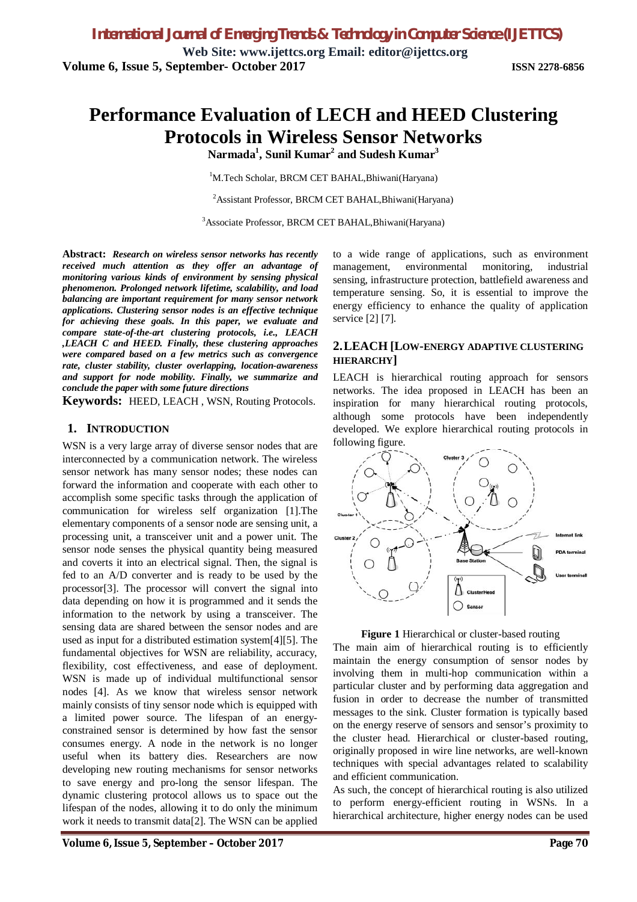# Performance Evaluation of LECH and HEED Clustering Protocols in Wireless Sensor Networks

**Narmada[1], Sunil Kumar[2] and Sudesh Kumar[3]**

[1]M.Tech Scholar, BRCM CET BAHAL,Bhiwani(Haryana)

[2]Assistant Professor, BRCM CET BAHAL,Bhiwani(Haryana)

[3]Associate Professor, BRCM CET BAHAL,Bhiwani(Haryana)

**Abstract:** ***Research on wireless sensor networks has recently received much attention as they offer an advantage of monitoring various kinds of environment by sensing physical phenomenon. Prolonged network lifetime, scalability, and load balancing are important requirement for many sensor network applications. Clustering sensor nodes is an effective technique for achieving these goals. In this paper, we evaluate and compare state-of-the-art clustering protocols, i.e., LEACH ,LEACH C and HEED. Finally, these clustering approaches were compared based on a few metrics such as convergence rate, cluster stability, cluster overlapping, location-awareness and support for node mobility. Finally, we summarize and conclude the paper with some future directions***

**Keywords:** HEED, LEACH , WSN, Routing Protocols.

## 1. INTRODUCTION

WSN is a very large array of diverse sensor nodes that are interconnected by a communication network. The wireless sensor network has many sensor nodes; these nodes can forward the information and cooperate with each other to accomplish some specific tasks through the application of communication for wireless self organization [1].The elementary components of a sensor node are sensing unit, a processing unit, a transceiver unit and a power unit. The sensor node senses the physical quantity being measured and coverts it into an electrical signal. Then, the signal is fed to an A/D converter and is ready to be used by the processor[3]. The processor will convert the signal into data depending on how it is programmed and it sends the information to the network by using a transceiver. The sensing data are shared between the sensor nodes and are used as input for a distributed estimation system[4][5]. The fundamental objectives for WSN are reliability, accuracy, flexibility, cost effectiveness, and ease of deployment. WSN is made up of individual multifunctional sensor nodes [4]. As we know that wireless sensor network mainly consists of tiny sensor node which is equipped with a limited power source. The lifespan of an energy-constrained sensor is determined by how fast the sensor consumes energy. A node in the network is no longer useful when its battery dies. Researchers are now developing new routing mechanisms for sensor networks to save energy and pro-long the sensor lifespan. The dynamic clustering protocol allows us to space out the lifespan of the nodes, allowing it to do only the minimum work it needs to transmit data[2]. The WSN can be applied to a wide range of applications, such as environment management, environmental monitoring, industrial sensing, infrastructure protection, battlefield awareness and temperature sensing. So, it is essential to improve the energy efficiency to enhance the quality of application service [2] [7].

## 2. LEACH [LOW-ENERGY ADAPTIVE CLUSTERING HIERARCHY]

LEACH is hierarchical routing approach for sensors networks. The idea proposed in LEACH has been an inspiration for many hierarchical routing protocols, although some protocols have been independently developed. We explore hierarchical routing protocols in following figure.

**Figure 1** Hierarchical or cluster-based routing

The main aim of hierarchical routing is to efficiently maintain the energy consumption of sensor nodes by involving them in multi-hop communication within a particular cluster and by performing data aggregation and fusion in order to decrease the number of transmitted messages to the sink. Cluster formation is typically based on the energy reserve of sensors and sensor's proximity to the cluster head. Hierarchical or cluster-based routing, originally proposed in wire line networks, are well-known techniques with special advantages related to scalability and efficient communication.

As such, the concept of hierarchical routing is also utilized to perform energy-efficient routing in WSNs. In a hierarchical architecture, higher energy nodes can be used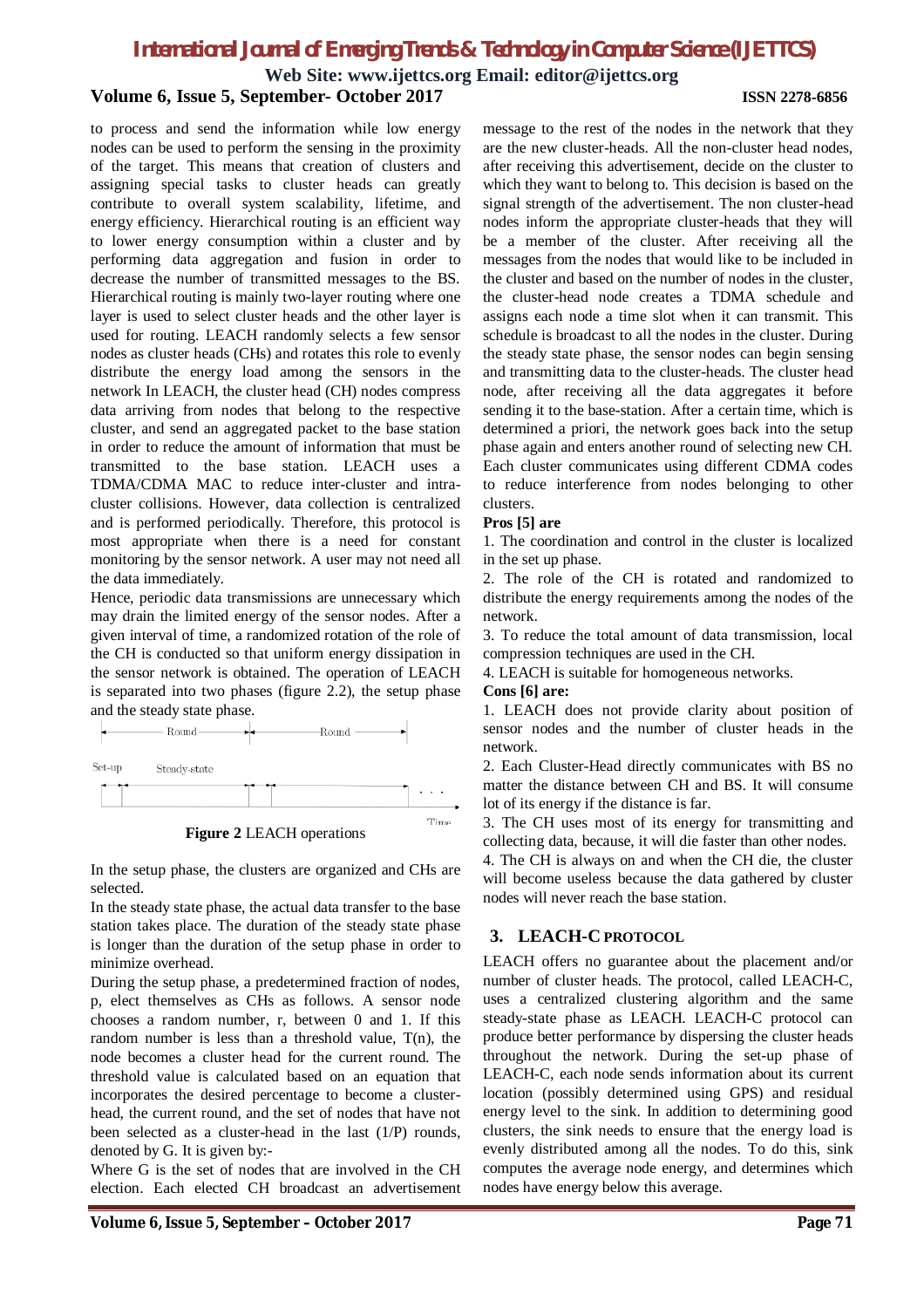to process and send the information while low energy nodes can be used to perform the sensing in the proximity of the target. This means that creation of clusters and assigning special tasks to cluster heads can greatly contribute to overall system scalability, lifetime, and energy efficiency. Hierarchical routing is an efficient way to lower energy consumption within a cluster and by performing data aggregation and fusion in order to decrease the number of transmitted messages to the BS. Hierarchical routing is mainly two-layer routing where one layer is used to select cluster heads and the other layer is used for routing. LEACH randomly selects a few sensor nodes as cluster heads (CHs) and rotates this role to evenly distribute the energy load among the sensors in the network In LEACH, the cluster head (CH) nodes compress data arriving from nodes that belong to the respective cluster, and send an aggregated packet to the base station in order to reduce the amount of information that must be transmitted to the base station. LEACH uses a TDMA/CDMA MAC to reduce inter-cluster and intra-cluster collisions. However, data collection is centralized and is performed periodically. Therefore, this protocol is most appropriate when there is a need for constant monitoring by the sensor network. A user may not need all the data immediately.

Hence, periodic data transmissions are unnecessary which may drain the limited energy of the sensor nodes. After a given interval of time, a randomized rotation of the role of the CH is conducted so that uniform energy dissipation in the sensor network is obtained. The operation of LEACH is separated into two phases (figure 2.2), the setup phase and the steady state phase.

Round
Round
Set-up
Steady-state
Time

**Figure 2** LEACH operations

In the setup phase, the clusters are organized and CHs are selected.

In the steady state phase, the actual data transfer to the base station takes place. The duration of the steady state phase is longer than the duration of the setup phase in order to minimize overhead.

During the setup phase, a predetermined fraction of nodes, p, elect themselves as CHs as follows. A sensor node chooses a random number, r, between 0 and 1. If this random number is less than a threshold value, T(n), the node becomes a cluster head for the current round. The threshold value is calculated based on an equation that incorporates the desired percentage to become a cluster-head, the current round, and the set of nodes that have not been selected as a cluster-head in the last (1/P) rounds, denoted by G. It is given by:-

Where G is the set of nodes that are involved in the CH election. Each elected CH broadcast an advertisement message to the rest of the nodes in the network that they are the new cluster-heads. All the non-cluster head nodes, after receiving this advertisement, decide on the cluster to which they want to belong to. This decision is based on the signal strength of the advertisement. The non cluster-head nodes inform the appropriate cluster-heads that they will be a member of the cluster. After receiving all the messages from the nodes that would like to be included in the cluster and based on the number of nodes in the cluster, the cluster-head node creates a TDMA schedule and assigns each node a time slot when it can transmit. This schedule is broadcast to all the nodes in the cluster. During the steady state phase, the sensor nodes can begin sensing and transmitting data to the cluster-heads. The cluster head node, after receiving all the data aggregates it before sending it to the base-station. After a certain time, which is determined a priori, the network goes back into the setup phase again and enters another round of selecting new CH. Each cluster communicates using different CDMA codes to reduce interference from nodes belonging to other clusters.

**Pros [5] are**

1. The coordination and control in the cluster is localized in the set up phase.
2. The role of the CH is rotated and randomized to distribute the energy requirements among the nodes of the network.
3. To reduce the total amount of data transmission, local compression techniques are used in the CH.
4. LEACH is suitable for homogeneous networks.

**Cons [6] are:**

1. LEACH does not provide clarity about position of sensor nodes and the number of cluster heads in the network.
2. Each Cluster-Head directly communicates with BS no matter the distance between CH and BS. It will consume lot of its energy if the distance is far.
3. The CH uses most of its energy for transmitting and collecting data, because, it will die faster than other nodes.
4. The CH is always on and when the CH die, the cluster will become useless because the data gathered by cluster nodes will never reach the base station.

## 3. LEACH-C PROTOCOL

LEACH offers no guarantee about the placement and/or number of cluster heads. The protocol, called LEACH-C, uses a centralized clustering algorithm and the same steady-state phase as LEACH. LEACH-C protocol can produce better performance by dispersing the cluster heads throughout the network. During the set-up phase of LEACH-C, each node sends information about its current location (possibly determined using GPS) and residual energy level to the sink. In addition to determining good clusters, the sink needs to ensure that the energy load is evenly distributed among all the nodes. To do this, sink computes the average node energy, and determines which nodes have energy below this average.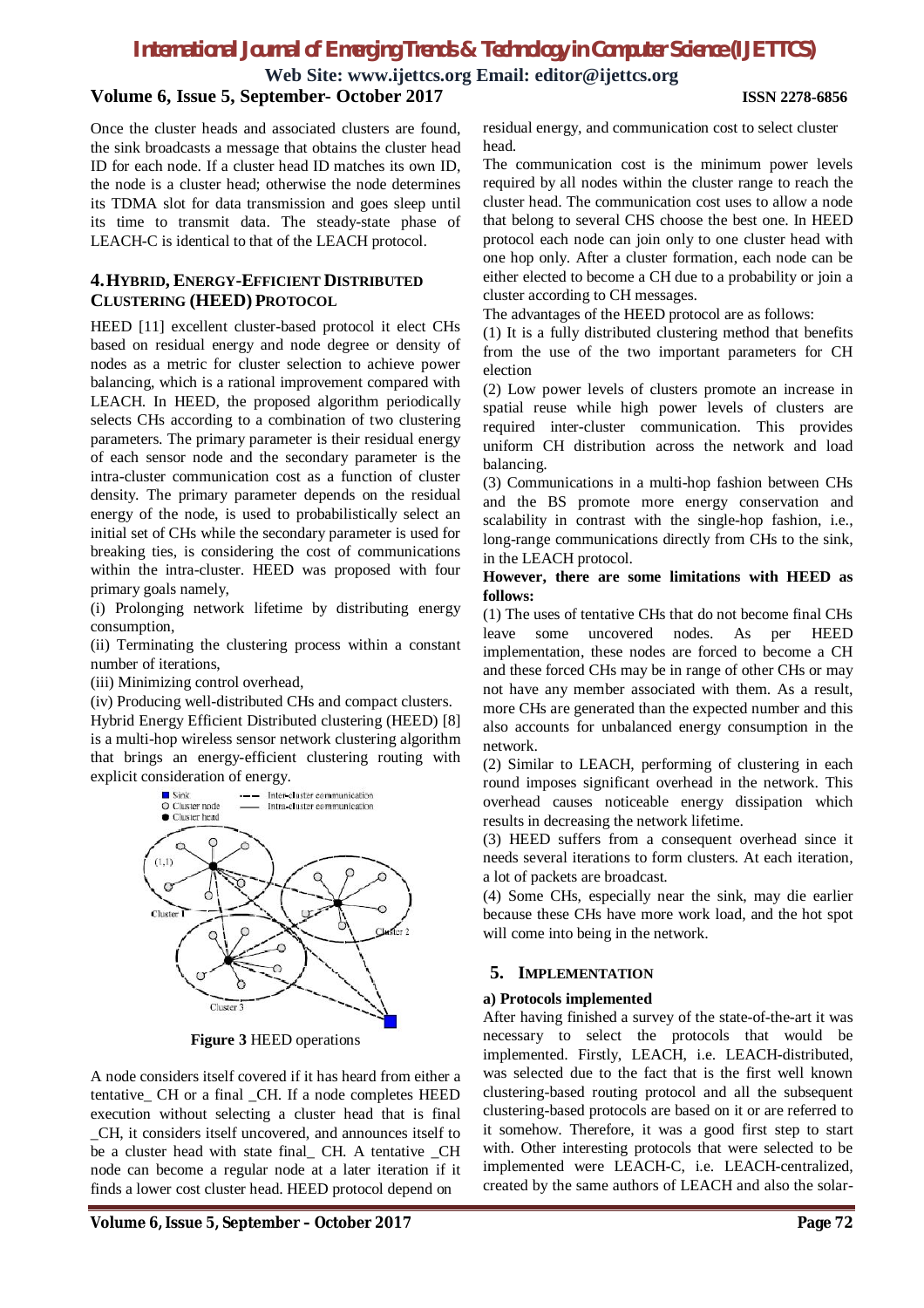Once the cluster heads and associated clusters are found, the sink broadcasts a message that obtains the cluster head ID for each node. If a cluster head ID matches its own ID, the node is a cluster head; otherwise the node determines its TDMA slot for data transmission and goes sleep until its time to transmit data. The steady-state phase of LEACH-C is identical to that of the LEACH protocol.

## 4. HYBRID, ENERGY-EFFICIENT DISTRIBUTED CLUSTERING (HEED) PROTOCOL

HEED [11] excellent cluster-based protocol it elect CHs based on residual energy and node degree or density of nodes as a metric for cluster selection to achieve power balancing, which is a rational improvement compared with LEACH. In HEED, the proposed algorithm periodically selects CHs according to a combination of two clustering parameters. The primary parameter is their residual energy of each sensor node and the secondary parameter is the intra-cluster communication cost as a function of cluster density. The primary parameter depends on the residual energy of the node, is used to probabilistically select an initial set of CHs while the secondary parameter is used for breaking ties, is considering the cost of communications within the intra-cluster. HEED was proposed with four primary goals namely,

(i) Prolonging network lifetime by distributing energy consumption,

(ii) Terminating the clustering process within a constant number of iterations,

(iii) Minimizing control overhead,

(iv) Producing well-distributed CHs and compact clusters.

Hybrid Energy Efficient Distributed clustering (HEED) [8] is a multi-hop wireless sensor network clustering algorithm that brings an energy-efficient clustering routing with explicit consideration of energy.

**Figure 3** HEED operations

A node considers itself covered if it has heard from either a tentative_ CH or a final _CH. If a node completes HEED execution without selecting a cluster head that is final _CH, it considers itself uncovered, and announces itself to be a cluster head with state final_ CH. A tentative _CH node can become a regular node at a later iteration if it finds a lower cost cluster head. HEED protocol depend on residual energy, and communication cost to select cluster head.

The communication cost is the minimum power levels required by all nodes within the cluster range to reach the cluster head. The communication cost uses to allow a node that belong to several CHS choose the best one. In HEED protocol each node can join only to one cluster head with one hop only. After a cluster formation, each node can be either elected to become a CH due to a probability or join a cluster according to CH messages.

The advantages of the HEED protocol are as follows:

(1) It is a fully distributed clustering method that benefits from the use of the two important parameters for CH election

(2) Low power levels of clusters promote an increase in spatial reuse while high power levels of clusters are required inter-cluster communication. This provides uniform CH distribution across the network and load balancing.

(3) Communications in a multi-hop fashion between CHs and the BS promote more energy conservation and scalability in contrast with the single-hop fashion, i.e., long-range communications directly from CHs to the sink, in the LEACH protocol.

**However, there are some limitations with HEED as follows:**

(1) The uses of tentative CHs that do not become final CHs leave some uncovered nodes. As per HEED implementation, these nodes are forced to become a CH and these forced CHs may be in range of other CHs or may not have any member associated with them. As a result, more CHs are generated than the expected number and this also accounts for unbalanced energy consumption in the network.

(2) Similar to LEACH, performing of clustering in each round imposes significant overhead in the network. This overhead causes noticeable energy dissipation which results in decreasing the network lifetime.

(3) HEED suffers from a consequent overhead since it needs several iterations to form clusters. At each iteration, a lot of packets are broadcast.

(4) Some CHs, especially near the sink, may die earlier because these CHs have more work load, and the hot spot will come into being in the network.

## 5. IMPLEMENTATION

### a) Protocols implemented

After having finished a survey of the state-of-the-art it was necessary to select the protocols that would be implemented. Firstly, LEACH, i.e. LEACH-distributed, was selected due to the fact that is the first well known clustering-based routing protocol and all the subsequent clustering-based protocols are based on it or are referred to it somehow. Therefore, it was a good first step to start with. Other interesting protocols that were selected to be implemented were LEACH-C, i.e. LEACH-centralized, created by the same authors of LEACH and also the solar-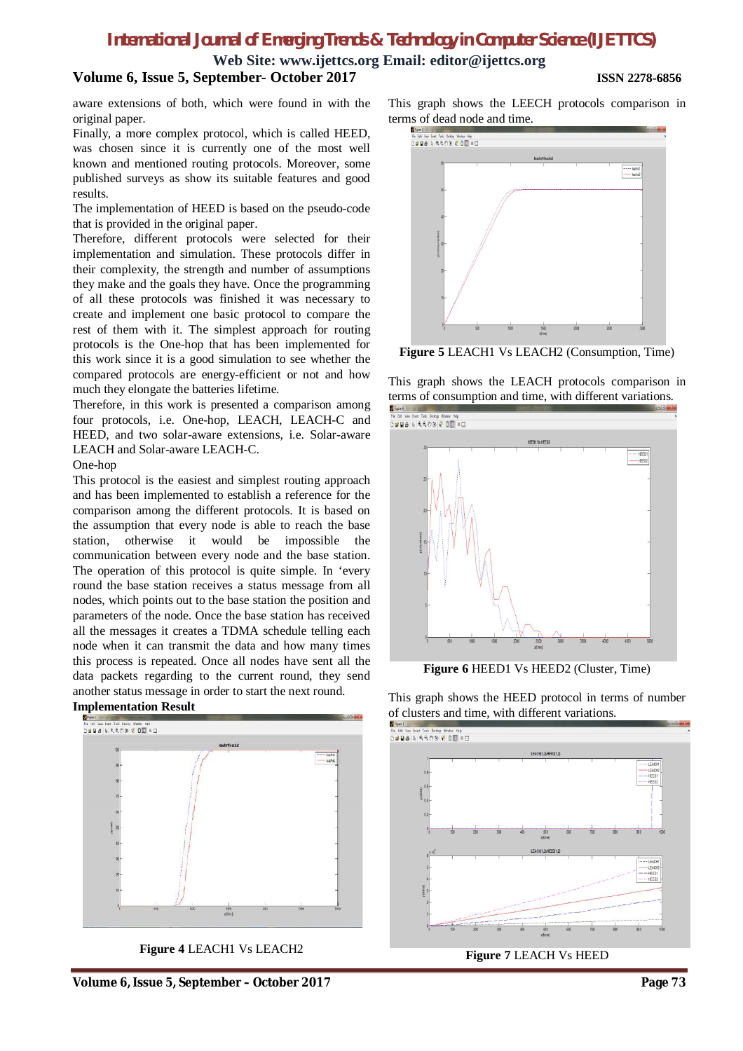aware extensions of both, which were found in with the original paper.

Finally, a more complex protocol, which is called HEED, was chosen since it is currently one of the most well known and mentioned routing protocols. Moreover, some published surveys as show its suitable features and good results.

The implementation of HEED is based on the pseudo-code that is provided in the original paper.

Therefore, different protocols were selected for their implementation and simulation. These protocols differ in their complexity, the strength and number of assumptions they make and the goals they have. Once the programming of all these protocols was finished it was necessary to create and implement one basic protocol to compare the rest of them with it. The simplest approach for routing protocols is the One-hop that has been implemented for this work since it is a good simulation to see whether the compared protocols are energy-efficient or not and how much they elongate the batteries lifetime.

Therefore, in this work is presented a comparison among four protocols, i.e. One-hop, LEACH, LEACH-C and HEED, and two solar-aware extensions, i.e. Solar-aware LEACH and Solar-aware LEACH-C.

One-hop

This protocol is the easiest and simplest routing approach and has been implemented to establish a reference for the comparison among the different protocols. It is based on the assumption that every node is able to reach the base station, otherwise it would be impossible the communication between every node and the base station. The operation of this protocol is quite simple. In 'every round the base station receives a status message from all nodes, which points out to the base station the position and parameters of the node. Once the base station has received all the messages it creates a TDMA schedule telling each node when it can transmit the data and how many times this process is repeated. Once all nodes have sent all the data packets regarding to the current round, they send another status message in order to start the next round.

**Implementation Result**

**Figure 4** LEACH1 Vs LEACH2

This graph shows the LEECH protocols comparison in terms of dead node and time.

**Figure 5** LEACH1 Vs LEACH2 (Consumption, Time)

This graph shows the LEACH protocols comparison in terms of consumption and time, with different variations.

**Figure 6** HEED1 Vs HEED2 (Cluster, Time)

This graph shows the HEED protocol in terms of number of clusters and time, with different variations.

**Figure 7** LEACH Vs HEED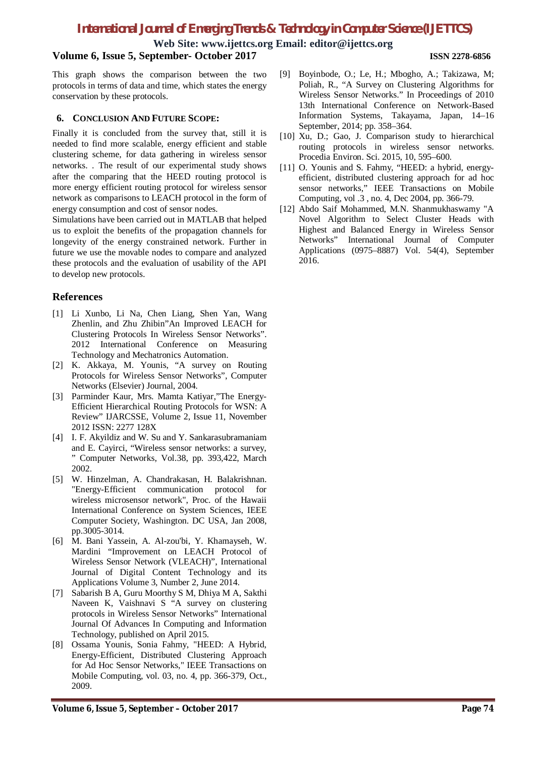This graph shows the comparison between the two protocols in terms of data and time, which states the energy conservation by these protocols.

## 6. Conclusion And Future Scope:

Finally it is concluded from the survey that, still it is needed to find more scalable, energy efficient and stable clustering scheme, for data gathering in wireless sensor networks. . The result of our experimental study shows after the comparing that the HEED routing protocol is more energy efficient routing protocol for wireless sensor network as comparisons to LEACH protocol in the form of energy consumption and cost of sensor nodes.

Simulations have been carried out in MATLAB that helped us to exploit the benefits of the propagation channels for longevity of the energy constrained network. Further in future we use the movable nodes to compare and analyzed these protocols and the evaluation of usability of the API to develop new protocols.

## References

[1] Li Xunbo, Li Na, Chen Liang, Shen Yan, Wang Zhenlin, and Zhu Zhibin"An Improved LEACH for Clustering Protocols In Wireless Sensor Networks". 2012 International Conference on Measuring Technology and Mechatronics Automation.

[2] K. Akkaya, M. Younis, "A survey on Routing Protocols for Wireless Sensor Networks", Computer Networks (Elsevier) Journal, 2004.

[3] Parminder Kaur, Mrs. Mamta Katiyar,"The Energy-Efficient Hierarchical Routing Protocols for WSN: A Review" IJARCSSE, Volume 2, Issue 11, November 2012 ISSN: 2277 128X

[4] I. F. Akyildiz and W. Su and Y. Sankarasubramaniam and E. Cayirci, "Wireless sensor networks: a survey, " Computer Networks, Vol.38, pp. 393,422, March 2002.

[5] W. Hinzelman, A. Chandrakasan, H. Balakrishnan. "Energy-Efficient communication protocol for wireless microsensor network", Proc. of the Hawaii International Conference on System Sciences, IEEE Computer Society, Washington. DC USA, Jan 2008, pp.3005-3014.

[6] M. Bani Yassein, A. Al-zou'bi, Y. Khamayseh, W. Mardini "Improvement on LEACH Protocol of Wireless Sensor Network (VLEACH)", International Journal of Digital Content Technology and its Applications Volume 3, Number 2, June 2014.

[7] Sabarish B A, Guru Moorthy S M, Dhiya M A, Sakthi Naveen K, Vaishnavi S "A survey on clustering protocols in Wireless Sensor Networks" International Journal Of Advances In Computing and Information Technology, published on April 2015.

[8] Ossama Younis, Sonia Fahmy, "HEED: A Hybrid, Energy-Efficient, Distributed Clustering Approach for Ad Hoc Sensor Networks," IEEE Transactions on Mobile Computing, vol. 03, no. 4, pp. 366-379, Oct., 2009.

[9] Boyinbode, O.; Le, H.; Mbogho, A.; Takizawa, M; Poliah, R., "A Survey on Clustering Algorithms for Wireless Sensor Networks." In Proceedings of 2010 13th International Conference on Network-Based Information Systems, Takayama, Japan, 14–16 September, 2014; pp. 358–364.

[10] Xu, D.; Gao, J. Comparison study to hierarchical routing protocols in wireless sensor networks. Procedia Environ. Sci. 2015, 10, 595–600.

[11] O. Younis and S. Fahmy, "HEED: a hybrid, energy-efficient, distributed clustering approach for ad hoc sensor networks," IEEE Transactions on Mobile Computing, vol .3 , no. 4, Dec 2004, pp. 366-79.

[12] Abdo Saif Mohammed, M.N. Shanmukhaswamy "A Novel Algorithm to Select Cluster Heads with Highest and Balanced Energy in Wireless Sensor Networks" International Journal of Computer Applications (0975–8887) Vol. 54(4), September 2016.